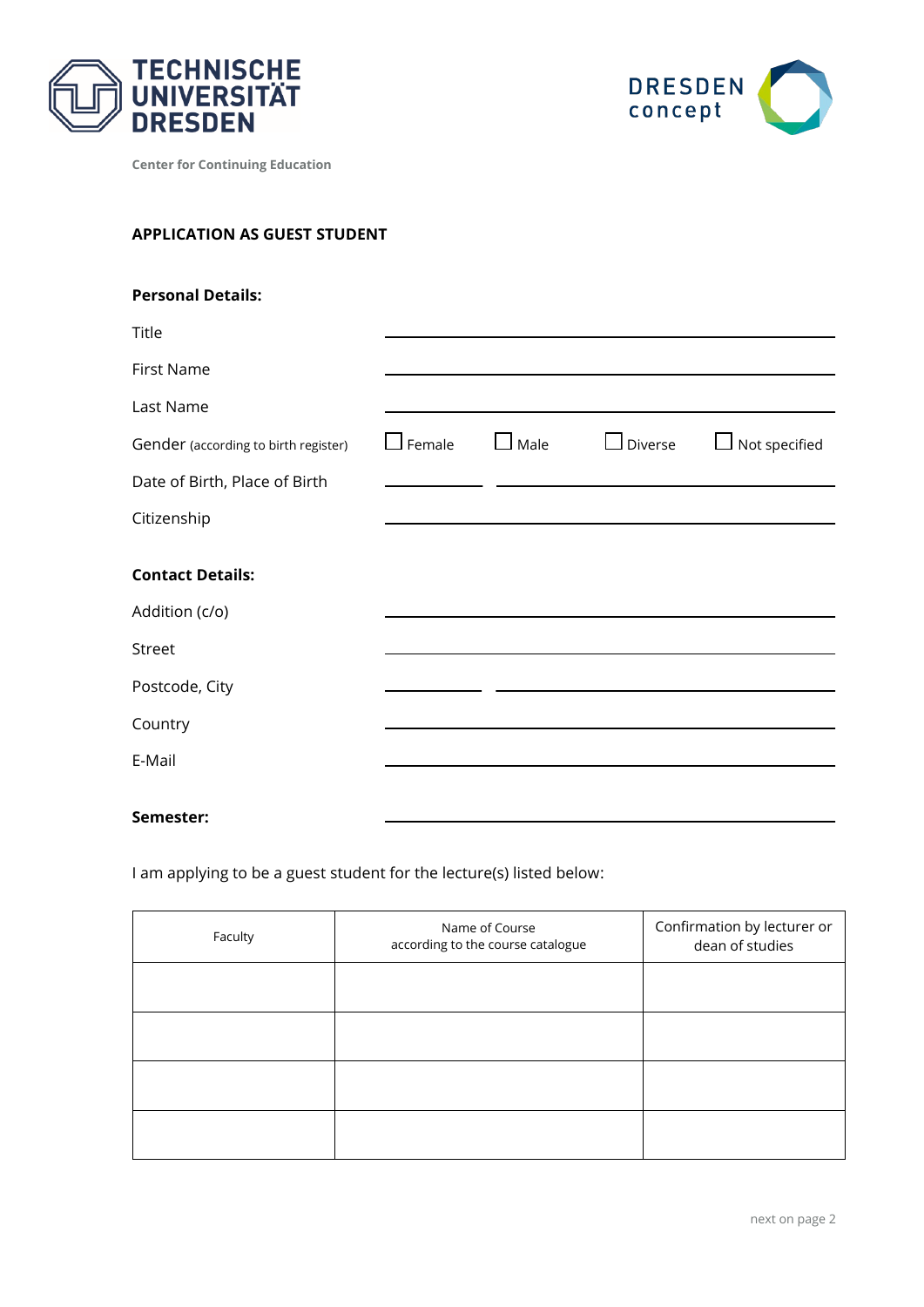TECHNISCHE UNIVERSITÄT DRESDEN

DRESDEN concept

Center for Continuing Education

## APPLICATION AS GUEST STUDENT

**Personal Details:**

Title ______________________________

First Name ______________________________

Last Name ______________________________

Gender (according to birth register) ☐ Female ☐ Male ☐ Diverse ☐ Not specified

Date of Birth, Place of Birth __________ ______________________

Citizenship ______________________________

**Contact Details:**

Addition (c/o) ______________________________

Street ______________________________

Postcode, City __________ ______________________

Country ______________________________

E-Mail ______________________________

**Semester:** ______________________________

I am applying to be a guest student for the lecture(s) listed below:

| Faculty | Name of Course according to the course catalogue | Confirmation by lecturer or dean of studies |
| --- | --- | --- |
| | | |
| | | |
| | | |
| | | |

next on page 2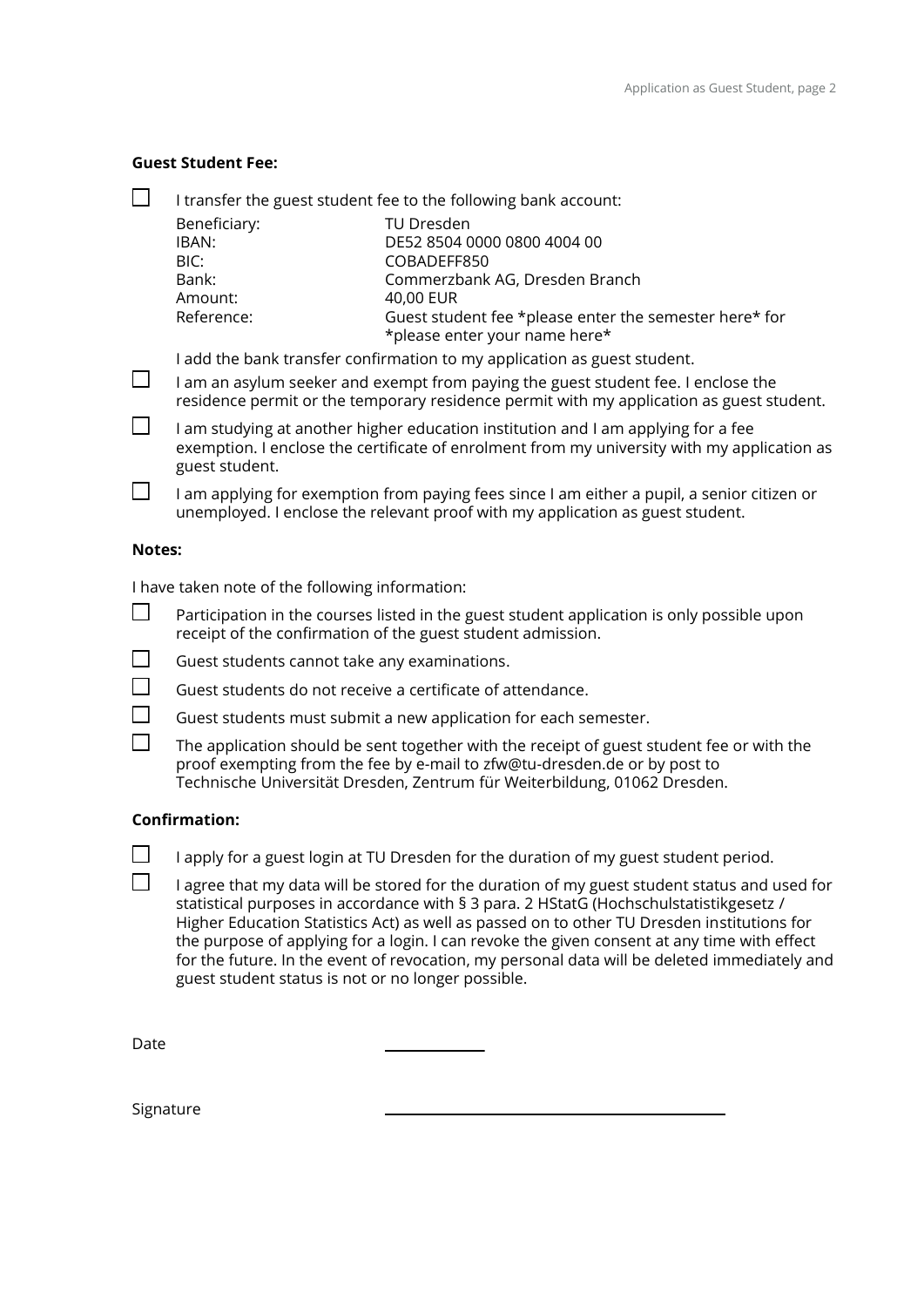**Guest Student Fee:**

☐ I transfer the guest student fee to the following bank account:

| | |
|---|---|
| Beneficiary: | TU Dresden |
| IBAN: | DE52 8504 0000 0800 4004 00 |
| BIC: | COBADEFF850 |
| Bank: | Commerzbank AG, Dresden Branch |
| Amount: | 40,00 EUR |
| Reference: | Guest student fee *please enter the semester here* for *please enter your name here* |

I add the bank transfer confirmation to my application as guest student.

☐ I am an asylum seeker and exempt from paying the guest student fee. I enclose the residence permit or the temporary residence permit with my application as guest student.

☐ I am studying at another higher education institution and I am applying for a fee exemption. I enclose the certificate of enrolment from my university with my application as guest student.

☐ I am applying for exemption from paying fees since I am either a pupil, a senior citizen or unemployed. I enclose the relevant proof with my application as guest student.

**Notes:**

I have taken note of the following information:

☐ Participation in the courses listed in the guest student application is only possible upon receipt of the confirmation of the guest student admission.

☐ Guest students cannot take any examinations.

☐ Guest students do not receive a certificate of attendance.

☐ Guest students must submit a new application for each semester.

☐ The application should be sent together with the receipt of guest student fee or with the proof exempting from the fee by e-mail to zfw@tu-dresden.de or by post to Technische Universität Dresden, Zentrum für Weiterbildung, 01062 Dresden.

**Confirmation:**

☐ I apply for a guest login at TU Dresden for the duration of my guest student period.

☐ I agree that my data will be stored for the duration of my guest student status and used for statistical purposes in accordance with § 3 para. 2 HStatG (Hochschulstatistikgesetz / Higher Education Statistics Act) as well as passed on to other TU Dresden institutions for the purpose of applying for a login. I can revoke the given consent at any time with effect for the future. In the event of revocation, my personal data will be deleted immediately and guest student status is not or no longer possible.

Date ____________

Signature ________________________________________